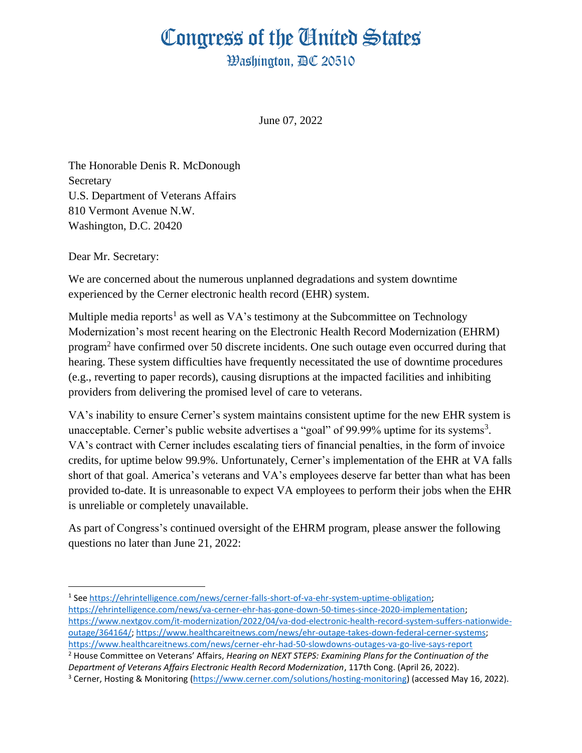# Congress of the United States

## Washington, DC 20510

June 07, 2022

The Honorable Denis R. McDonough
Secretary
U.S. Department of Veterans Affairs
810 Vermont Avenue N.W.
Washington, D.C. 20420

Dear Mr. Secretary:

We are concerned about the numerous unplanned degradations and system downtime experienced by the Cerner electronic health record (EHR) system.

Multiple media reports[1] as well as VA's testimony at the Subcommittee on Technology Modernization's most recent hearing on the Electronic Health Record Modernization (EHRM) program[2] have confirmed over 50 discrete incidents. One such outage even occurred during that hearing. These system difficulties have frequently necessitated the use of downtime procedures (e.g., reverting to paper records), causing disruptions at the impacted facilities and inhibiting providers from delivering the promised level of care to veterans.

VA's inability to ensure Cerner's system maintains consistent uptime for the new EHR system is unacceptable. Cerner's public website advertises a "goal" of 99.99% uptime for its systems[3]. VA's contract with Cerner includes escalating tiers of financial penalties, in the form of invoice credits, for uptime below 99.9%. Unfortunately, Cerner's implementation of the EHR at VA falls short of that goal. America's veterans and VA's employees deserve far better than what has been provided to-date. It is unreasonable to expect VA employees to perform their jobs when the EHR is unreliable or completely unavailable.

As part of Congress's continued oversight of the EHRM program, please answer the following questions no later than June 21, 2022:

---

[1] See https://ehrintelligence.com/news/cerner-falls-short-of-va-ehr-system-uptime-obligation; https://ehrintelligence.com/news/va-cerner-ehr-has-gone-down-50-times-since-2020-implementation; https://www.nextgov.com/it-modernization/2022/04/va-dod-electronic-health-record-system-suffers-nationwide-outage/364164/; https://www.healthcareitnews.com/news/ehr-outage-takes-down-federal-cerner-systems; https://www.healthcareitnews.com/news/cerner-ehr-had-50-slowdowns-outages-va-go-live-says-report

[2] House Committee on Veterans' Affairs, *Hearing on NEXT STEPS: Examining Plans for the Continuation of the Department of Veterans Affairs Electronic Health Record Modernization*, 117th Cong. (April 26, 2022).

[3] Cerner, Hosting & Monitoring (https://www.cerner.com/solutions/hosting-monitoring) (accessed May 16, 2022).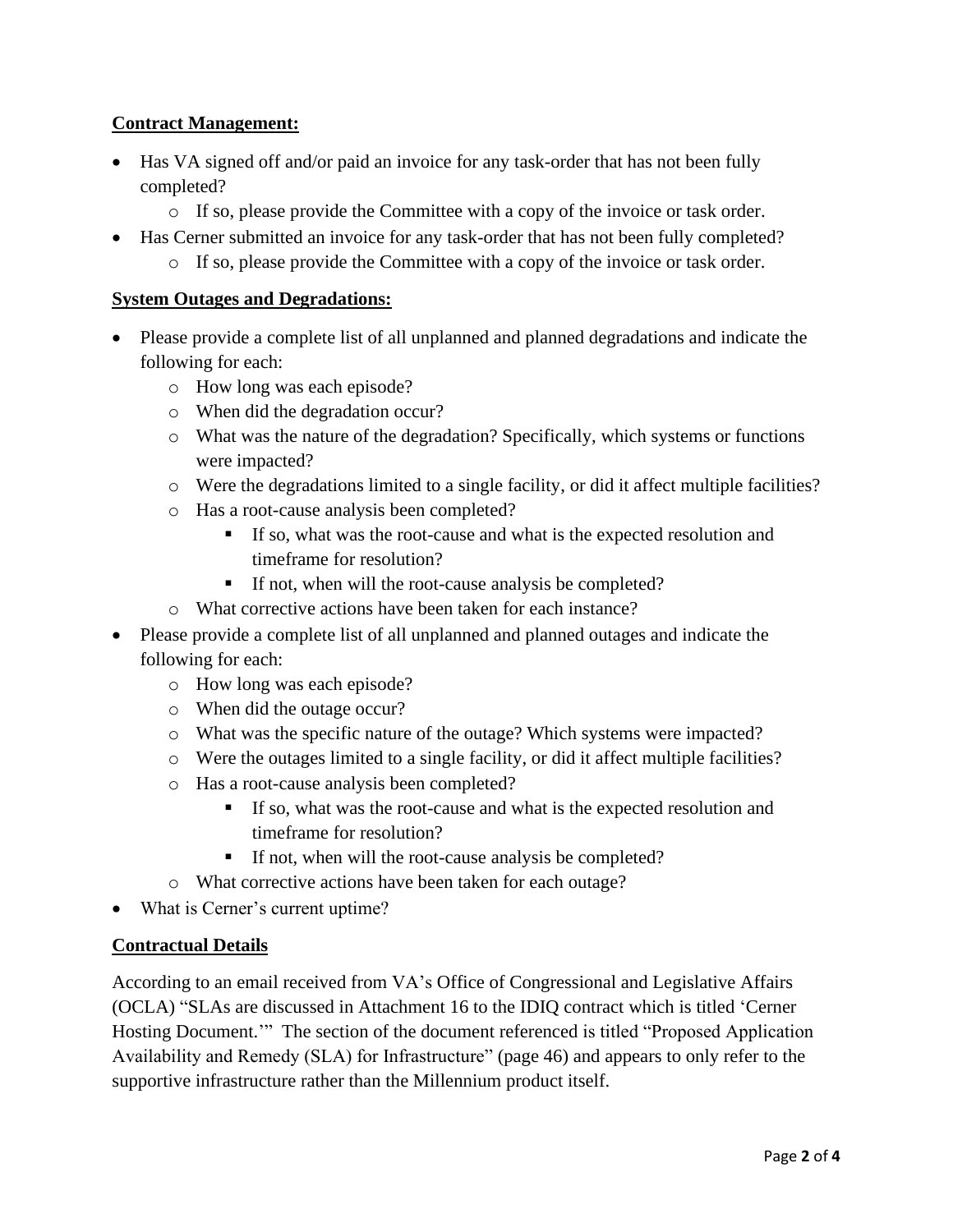**Contract Management:**

- Has VA signed off and/or paid an invoice for any task-order that has not been fully completed?
  - If so, please provide the Committee with a copy of the invoice or task order.
- Has Cerner submitted an invoice for any task-order that has not been fully completed?
  - If so, please provide the Committee with a copy of the invoice or task order.

**System Outages and Degradations:**

- Please provide a complete list of all unplanned and planned degradations and indicate the following for each:
  - How long was each episode?
  - When did the degradation occur?
  - What was the nature of the degradation? Specifically, which systems or functions were impacted?
  - Were the degradations limited to a single facility, or did it affect multiple facilities?
  - Has a root-cause analysis been completed?
    - If so, what was the root-cause and what is the expected resolution and timeframe for resolution?
    - If not, when will the root-cause analysis be completed?
  - What corrective actions have been taken for each instance?
- Please provide a complete list of all unplanned and planned outages and indicate the following for each:
  - How long was each episode?
  - When did the outage occur?
  - What was the specific nature of the outage? Which systems were impacted?
  - Were the outages limited to a single facility, or did it affect multiple facilities?
  - Has a root-cause analysis been completed?
    - If so, what was the root-cause and what is the expected resolution and timeframe for resolution?
    - If not, when will the root-cause analysis be completed?
  - What corrective actions have been taken for each outage?
- What is Cerner's current uptime?

**Contractual Details**

According to an email received from VA's Office of Congressional and Legislative Affairs (OCLA) "SLAs are discussed in Attachment 16 to the IDIQ contract which is titled 'Cerner Hosting Document.'" The section of the document referenced is titled "Proposed Application Availability and Remedy (SLA) for Infrastructure" (page 46) and appears to only refer to the supportive infrastructure rather than the Millennium product itself.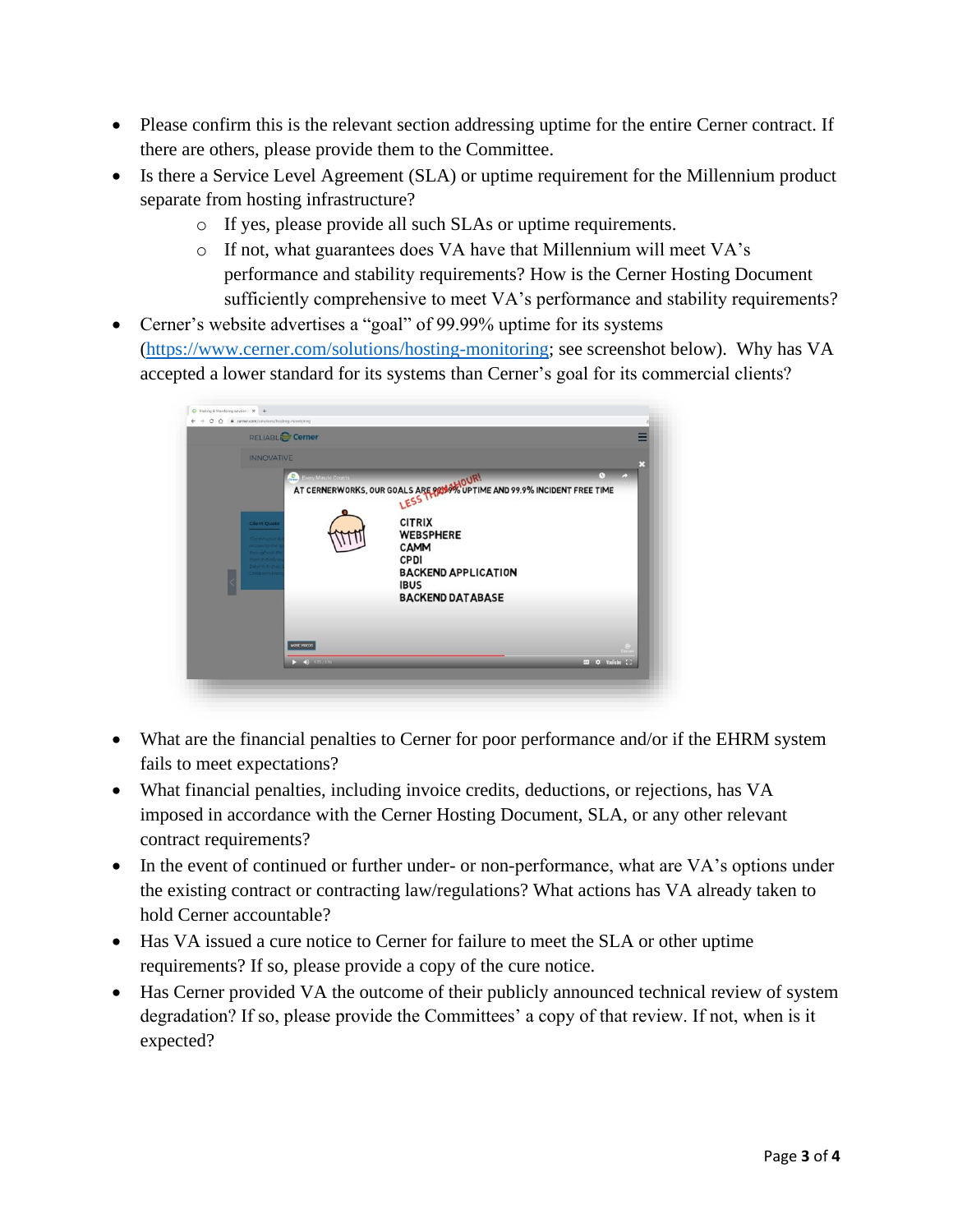- Please confirm this is the relevant section addressing uptime for the entire Cerner contract. If there are others, please provide them to the Committee.
- Is there a Service Level Agreement (SLA) or uptime requirement for the Millennium product separate from hosting infrastructure?
  - If yes, please provide all such SLAs or uptime requirements.
  - If not, what guarantees does VA have that Millennium will meet VA's performance and stability requirements? How is the Cerner Hosting Document sufficiently comprehensive to meet VA's performance and stability requirements?
- Cerner's website advertises a "goal" of 99.99% uptime for its systems ([https://www.cerner.com/solutions/hosting-monitoring](https://www.cerner.com/solutions/hosting-monitoring); see screenshot below). Why has VA accepted a lower standard for its systems than Cerner's goal for its commercial clients?

- What are the financial penalties to Cerner for poor performance and/or if the EHRM system fails to meet expectations?
- What financial penalties, including invoice credits, deductions, or rejections, has VA imposed in accordance with the Cerner Hosting Document, SLA, or any other relevant contract requirements?
- In the event of continued or further under- or non-performance, what are VA's options under the existing contract or contracting law/regulations? What actions has VA already taken to hold Cerner accountable?
- Has VA issued a cure notice to Cerner for failure to meet the SLA or other uptime requirements? If so, please provide a copy of the cure notice.
- Has Cerner provided VA the outcome of their publicly announced technical review of system degradation? If so, please provide the Committees' a copy of that review. If not, when is it expected?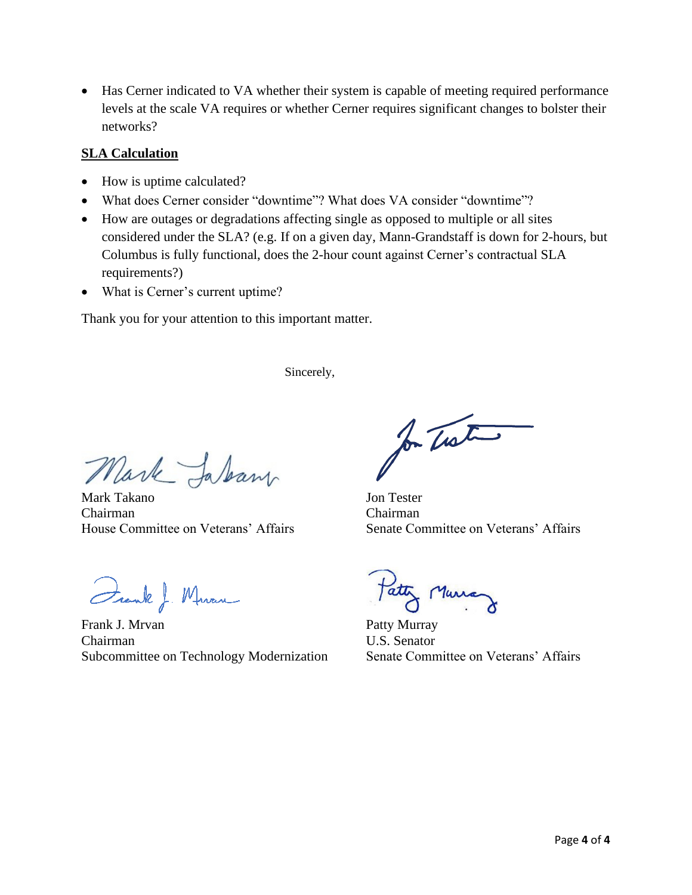- Has Cerner indicated to VA whether their system is capable of meeting required performance levels at the scale VA requires or whether Cerner requires significant changes to bolster their networks?

**<u>SLA Calculation</u>**

- How is uptime calculated?
- What does Cerner consider "downtime"? What does VA consider "downtime"?
- How are outages or degradations affecting single as opposed to multiple or all sites considered under the SLA? (e.g. If on a given day, Mann-Grandstaff is down for 2-hours, but Columbus is fully functional, does the 2-hour count against Cerner's contractual SLA requirements?)
- What is Cerner's current uptime?

Thank you for your attention to this important matter.

Sincerely,

Mark Takano
Chairman
House Committee on Veterans' Affairs

Jon Tester
Chairman
Senate Committee on Veterans' Affairs

Frank J. Mrvan
Chairman
Subcommittee on Technology Modernization

Patty Murray
U.S. Senator
Senate Committee on Veterans' Affairs